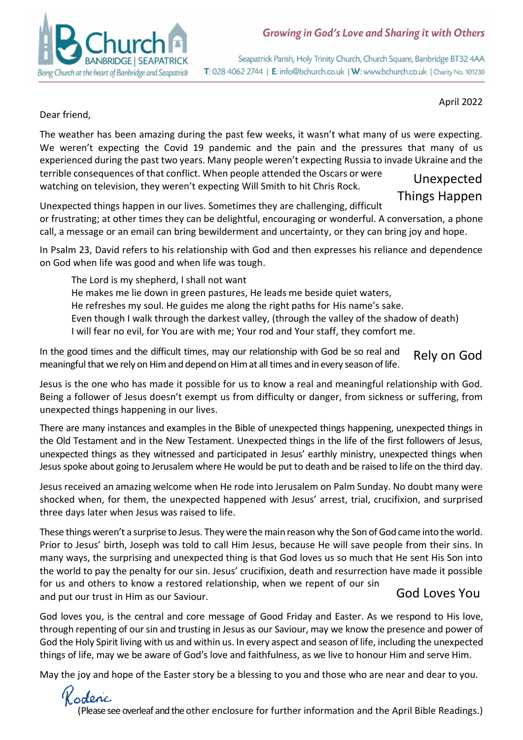**BChurch** BANBRIDGE | SEAPATRICK
*Being Church at the heart of Banbridge and Seapatrick*

*Growing in God's Love and Sharing it with Others*

Seapatrick Parish, Holy Trinity Church, Church Square, Banbridge BT32 4AA
T: 028 4062 2744 | E: info@bchurch.co.uk | W: www.bchurch.co.uk | Charity No. 101230

April 2022

Dear friend,

The weather has been amazing during the past few weeks, it wasn't what many of us were expecting. We weren't expecting the Covid 19 pandemic and the pain and the pressures that many of us experienced during the past two years. Many people weren't expecting Russia to invade Ukraine and the terrible consequences of that conflict. When people attended the Oscars or were watching on television, they weren't expecting Will Smith to hit Chris Rock.

## Unexpected Things Happen

Unexpected things happen in our lives. Sometimes they are challenging, difficult or frustrating; at other times they can be delightful, encouraging or wonderful. A conversation, a phone call, a message or an email can bring bewilderment and uncertainty, or they can bring joy and hope.

In Psalm 23, David refers to his relationship with God and then expresses his reliance and dependence on God when life was good and when life was tough.

> The Lord is my shepherd, I shall not want
> He makes me lie down in green pastures, He leads me beside quiet waters,
> He refreshes my soul. He guides me along the right paths for His name's sake.
> Even though I walk through the darkest valley, (through the valley of the shadow of death)
> I will fear no evil, for You are with me; Your rod and Your staff, they comfort me.

## Rely on God

In the good times and the difficult times, may our relationship with God be so real and meaningful that we rely on Him and depend on Him at all times and in every season of life.

Jesus is the one who has made it possible for us to know a real and meaningful relationship with God. Being a follower of Jesus doesn't exempt us from difficulty or danger, from sickness or suffering, from unexpected things happening in our lives.

There are many instances and examples in the Bible of unexpected things happening, unexpected things in the Old Testament and in the New Testament. Unexpected things in the life of the first followers of Jesus, unexpected things as they witnessed and participated in Jesus' earthly ministry, unexpected things when Jesus spoke about going to Jerusalem where He would be put to death and be raised to life on the third day.

Jesus received an amazing welcome when He rode into Jerusalem on Palm Sunday. No doubt many were shocked when, for them, the unexpected happened with Jesus' arrest, trial, crucifixion, and surprised three days later when Jesus was raised to life.

These things weren't a surprise to Jesus. They were the main reason why the Son of God came into the world. Prior to Jesus' birth, Joseph was told to call Him Jesus, because He will save people from their sins. In many ways, the surprising and unexpected thing is that God loves us so much that He sent His Son into the world to pay the penalty for our sin. Jesus' crucifixion, death and resurrection have made it possible for us and others to know a restored relationship, when we repent of our sin and put our trust in Him as our Saviour.

## God Loves You

God loves you, is the central and core message of Good Friday and Easter. As we respond to His love, through repenting of our sin and trusting in Jesus as our Saviour, may we know the presence and power of God the Holy Spirit living with us and within us. In every aspect and season of life, including the unexpected things of life, may we be aware of God's love and faithfulness, as we live to honour Him and serve Him.

May the joy and hope of the Easter story be a blessing to you and those who are near and dear to you.

*Roderic*

(Please see overleaf and the other enclosure for further information and the April Bible Readings.)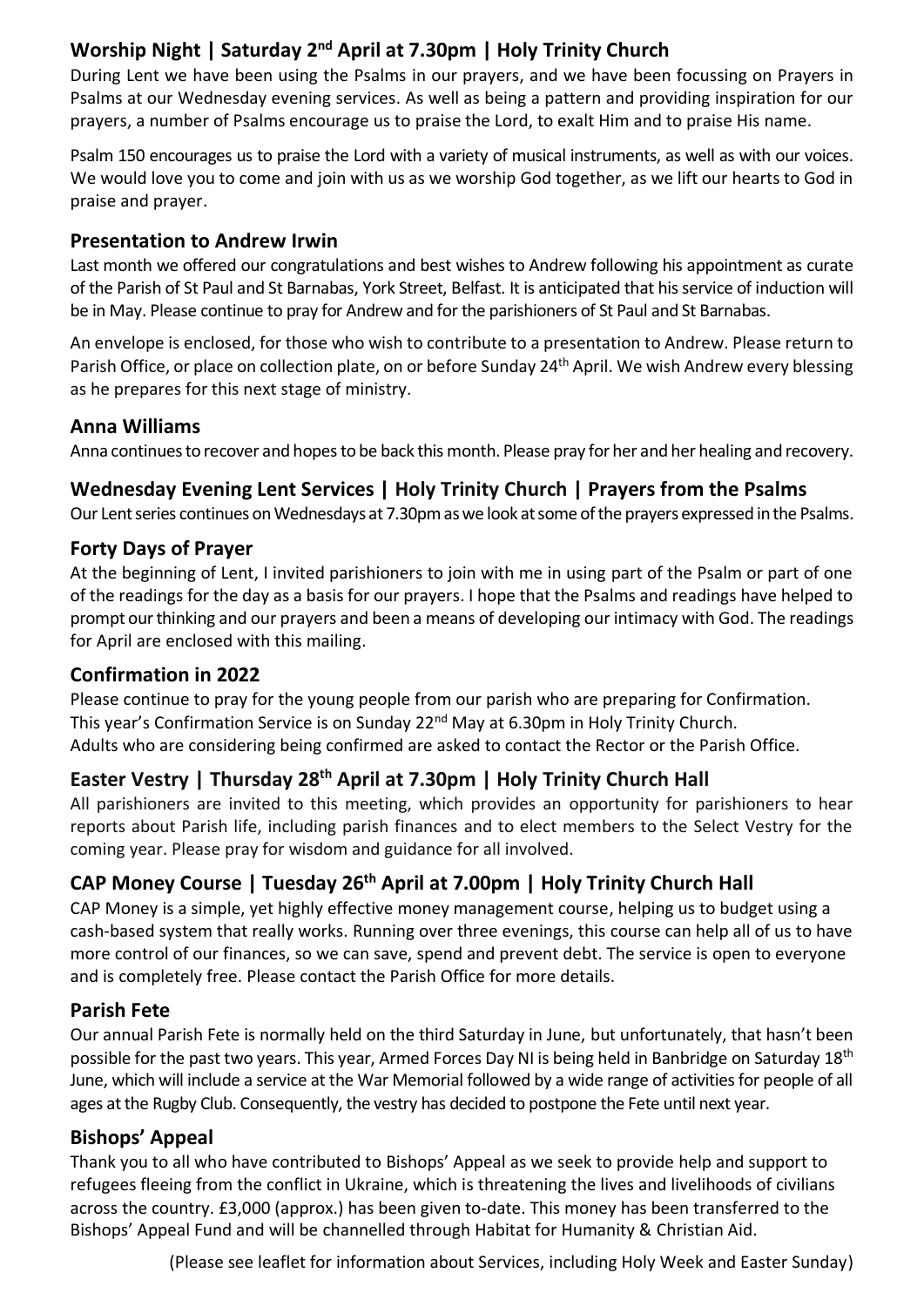## Worship Night | Saturday 2nd April at 7.30pm | Holy Trinity Church

During Lent we have been using the Psalms in our prayers, and we have been focussing on Prayers in Psalms at our Wednesday evening services. As well as being a pattern and providing inspiration for our prayers, a number of Psalms encourage us to praise the Lord, to exalt Him and to praise His name.

Psalm 150 encourages us to praise the Lord with a variety of musical instruments, as well as with our voices. We would love you to come and join with us as we worship God together, as we lift our hearts to God in praise and prayer.

## Presentation to Andrew Irwin

Last month we offered our congratulations and best wishes to Andrew following his appointment as curate of the Parish of St Paul and St Barnabas, York Street, Belfast. It is anticipated that his service of induction will be in May. Please continue to pray for Andrew and for the parishioners of St Paul and St Barnabas.

An envelope is enclosed, for those who wish to contribute to a presentation to Andrew. Please return to Parish Office, or place on collection plate, on or before Sunday 24th April. We wish Andrew every blessing as he prepares for this next stage of ministry.

## Anna Williams

Anna continues to recover and hopes to be back this month. Please pray for her and her healing and recovery.

## Wednesday Evening Lent Services | Holy Trinity Church | Prayers from the Psalms

Our Lent series continues on Wednesdays at 7.30pm as we look at some of the prayers expressed in the Psalms.

## Forty Days of Prayer

At the beginning of Lent, I invited parishioners to join with me in using part of the Psalm or part of one of the readings for the day as a basis for our prayers. I hope that the Psalms and readings have helped to prompt our thinking and our prayers and been a means of developing our intimacy with God. The readings for April are enclosed with this mailing.

## Confirmation in 2022

Please continue to pray for the young people from our parish who are preparing for Confirmation.
This year's Confirmation Service is on Sunday 22nd May at 6.30pm in Holy Trinity Church.
Adults who are considering being confirmed are asked to contact the Rector or the Parish Office.

## Easter Vestry | Thursday 28th April at 7.30pm | Holy Trinity Church Hall

All parishioners are invited to this meeting, which provides an opportunity for parishioners to hear reports about Parish life, including parish finances and to elect members to the Select Vestry for the coming year. Please pray for wisdom and guidance for all involved.

## CAP Money Course | Tuesday 26th April at 7.00pm | Holy Trinity Church Hall

CAP Money is a simple, yet highly effective money management course, helping us to budget using a cash-based system that really works. Running over three evenings, this course can help all of us to have more control of our finances, so we can save, spend and prevent debt. The service is open to everyone and is completely free. Please contact the Parish Office for more details.

## Parish Fete

Our annual Parish Fete is normally held on the third Saturday in June, but unfortunately, that hasn't been possible for the past two years. This year, Armed Forces Day NI is being held in Banbridge on Saturday 18th June, which will include a service at the War Memorial followed by a wide range of activities for people of all ages at the Rugby Club. Consequently, the vestry has decided to postpone the Fete until next year.

## Bishops' Appeal

Thank you to all who have contributed to Bishops' Appeal as we seek to provide help and support to refugees fleeing from the conflict in Ukraine, which is threatening the lives and livelihoods of civilians across the country. £3,000 (approx.) has been given to-date. This money has been transferred to the Bishops' Appeal Fund and will be channelled through Habitat for Humanity & Christian Aid.

(Please see leaflet for information about Services, including Holy Week and Easter Sunday)